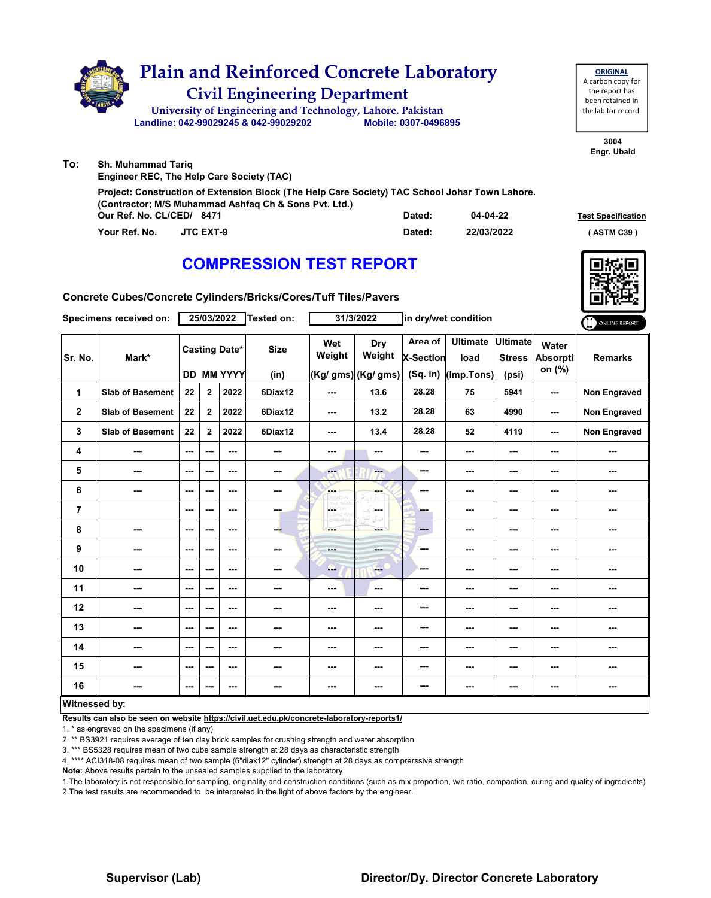# Plain and Reinforced Concrete Laboratory

## Civil Engineering Department

University of Engineering and Technology, Lahore. Pakistan

Landline: 042-99029245 & 042-99029202 Mobile: 0307-0496895

**ORIGINAL**
A carbon copy for the report has been retained in the lab for record.

3004
Engr. Ubaid

**To:** Sh. Muhammad Tariq
Engineer REC, The Help Care Society (TAC)

Project: Construction of Extension Block (The Help Care Society) TAC School Johar Town Lahore.
(Contractor; M/S Muhammad Ashfaq Ch & Sons Pvt. Ltd.)

Our Ref. No. CL/CED/ 8471 Dated: 04-04-22

Your Ref. No. JTC EXT-9 Dated: 22/03/2022

Test Specification ( ASTM C39 )

# COMPRESSION TEST REPORT

Concrete Cubes/Concrete Cylinders/Bricks/Cores/Tuff Tiles/Pavers

Specimens received on: 25/03/2022 Tested on: 31/3/2022 in dry/wet condition

ONLINE REPORT

| Sr. No. | Mark* | Casting Date* DD | MM | YYYY | Size (in) | Wet Weight (Kg/ gms) | Dry Weight (Kg/ gms) | Area of X-Section (Sq. in) | Ultimate load (Imp.Tons) | Ultimate Stress (psi) | Water Absorption (%) | Remarks |
|---|---|---|---|---|---|---|---|---|---|---|---|---|
| 1 | Slab of Basement | 22 | 2 | 2022 | 6Diax12 | --- | 13.6 | 28.28 | 75 | 5941 | --- | Non Engraved |
| 2 | Slab of Basement | 22 | 2 | 2022 | 6Diax12 | --- | 13.2 | 28.28 | 63 | 4990 | --- | Non Engraved |
| 3 | Slab of Basement | 22 | 2 | 2022 | 6Diax12 | --- | 13.4 | 28.28 | 52 | 4119 | --- | Non Engraved |
| 4 | --- | --- | --- | --- | --- | --- | --- | --- | --- | --- | --- | --- |
| 5 | --- | --- | --- | --- | --- | --- | --- | --- | --- | --- | --- | --- |
| 6 | --- | --- | --- | --- | --- | --- | --- | --- | --- | --- | --- | --- |
| 7 | | --- | --- | --- | --- | --- | --- | --- | --- | --- | --- | --- |
| 8 | --- | --- | --- | --- | --- | --- | --- | --- | --- | --- | --- | --- |
| 9 | --- | --- | --- | --- | --- | --- | --- | --- | --- | --- | --- | --- |
| 10 | --- | --- | --- | --- | --- | --- | --- | --- | --- | --- | --- | --- |
| 11 | --- | --- | --- | --- | --- | --- | --- | --- | --- | --- | --- | --- |
| 12 | --- | --- | --- | --- | --- | --- | --- | --- | --- | --- | --- | --- |
| 13 | --- | --- | --- | --- | --- | --- | --- | --- | --- | --- | --- | --- |
| 14 | --- | --- | --- | --- | --- | --- | --- | --- | --- | --- | --- | --- |
| 15 | --- | --- | --- | --- | --- | --- | --- | --- | --- | --- | --- | --- |
| 16 | --- | --- | --- | --- | --- | --- | --- | --- | --- | --- | --- | --- |

**Witnessed by:**

**Results can also be seen on website https://civil.uet.edu.pk/concrete-laboratory-reports1/**

1. * as engraved on the specimens (if any)
2. ** BS3921 requires average of ten clay brick samples for crushing strength and water absorption
3. *** BS5328 requires mean of two cube sample strength at 28 days as characteristic strength
4. **** ACI318-08 requires mean of two sample (6"diax12" cylinder) strength at 28 days as comprerssive strength

**Note:** Above results pertain to the unsealed samples supplied to the laboratory

1.The laboratory is not responsible for sampling, originality and construction conditions (such as mix proportion, w/c ratio, compaction, curing and quality of ingredients)
2.The test results are recommended to be interpreted in the light of above factors by the engineer.

**Supervisor (Lab)** **Director/Dy. Director Concrete Laboratory**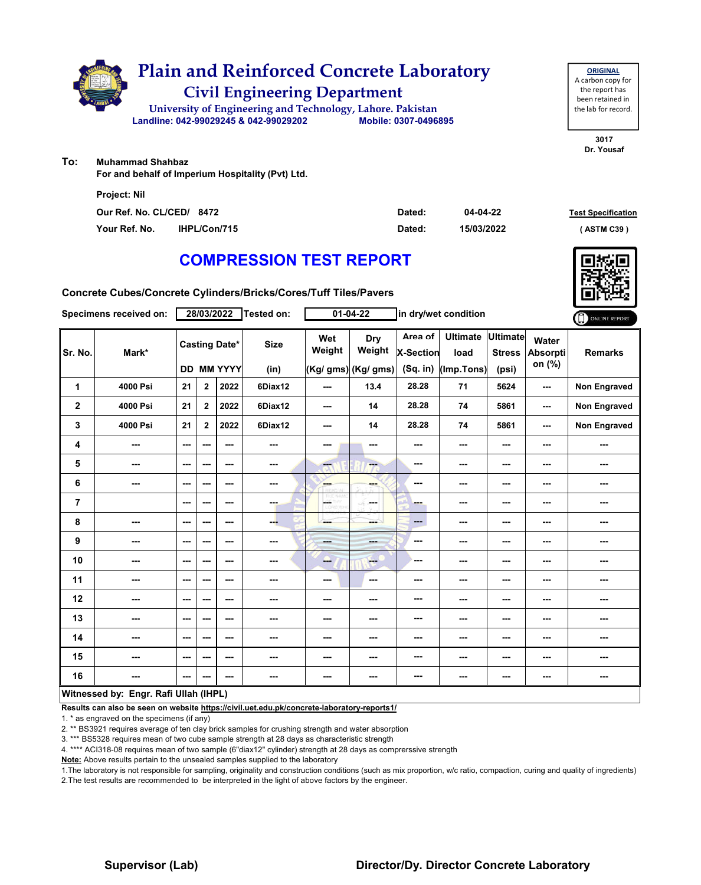# Plain and Reinforced Concrete Laboratory

## Civil Engineering Department

University of Engineering and Technology, Lahore. Pakistan

Landline: 042-99029245 & 042-99029202 Mobile: 0307-0496895

**ORIGINAL**
A carbon copy for the report has been retained in the lab for record.

3017
Dr. Yousaf

**To:** Muhammad Shahbaz
For and behalf of Imperium Hospitality (Pvt) Ltd.

Project: Nil

| | | | | |
|---|---|---|---|---|
| Our Ref. No. CL/CED/ | 8472 | Dated: | 04-04-22 | **Test Specification** |
| Your Ref. No. | IHPL/Con/715 | Dated: | 15/03/2022 | ( ASTM C39 ) |

# COMPRESSION TEST REPORT

**Concrete Cubes/Concrete Cylinders/Bricks/Cores/Tuff Tiles/Pavers**

Specimens received on: 28/03/2022 Tested on: 01-04-22 in dry/wet condition

ONLINE REPORT

| Sr. No. | Mark* | Casting Date* | | | Size | Wet Weight | Dry Weight | Area of X-Section | Ultimate load | Ultimate Stress | Water Absorption (%) | Remarks |
|---|---|---|---|---|---|---|---|---|---|---|---|---|
| | | DD | MM | YYYY | (in) | (Kg/ gms) | (Kg/ gms) | (Sq. in) | (Imp.Tons) | (psi) | | |
| 1 | 4000 Psi | 21 | 2 | 2022 | 6Diax12 | --- | 13.4 | 28.28 | 71 | 5624 | --- | Non Engraved |
| 2 | 4000 Psi | 21 | 2 | 2022 | 6Diax12 | --- | 14 | 28.28 | 74 | 5861 | --- | Non Engraved |
| 3 | 4000 Psi | 21 | 2 | 2022 | 6Diax12 | --- | 14 | 28.28 | 74 | 5861 | --- | Non Engraved |
| 4 | --- | --- | --- | --- | --- | --- | --- | --- | --- | --- | --- | --- |
| 5 | --- | --- | --- | --- | --- | --- | --- | --- | --- | --- | --- | --- |
| 6 | --- | --- | --- | --- | --- | --- | --- | --- | --- | --- | --- | --- |
| 7 | | --- | --- | --- | --- | --- | --- | --- | --- | --- | --- | --- |
| 8 | --- | --- | --- | --- | --- | --- | --- | --- | --- | --- | --- | --- |
| 9 | --- | --- | --- | --- | --- | --- | --- | --- | --- | --- | --- | --- |
| 10 | --- | --- | --- | --- | --- | --- | --- | --- | --- | --- | --- | --- |
| 11 | --- | --- | --- | --- | --- | --- | --- | --- | --- | --- | --- | --- |
| 12 | --- | --- | --- | --- | --- | --- | --- | --- | --- | --- | --- | --- |
| 13 | --- | --- | --- | --- | --- | --- | --- | --- | --- | --- | --- | --- |
| 14 | --- | --- | --- | --- | --- | --- | --- | --- | --- | --- | --- | --- |
| 15 | --- | --- | --- | --- | --- | --- | --- | --- | --- | --- | --- | --- |
| 16 | --- | --- | --- | --- | --- | --- | --- | --- | --- | --- | --- | --- |

**Witnessed by: Engr. Rafi Ullah (IHPL)**

**Results can also be seen on website https://civil.uet.edu.pk/concrete-laboratory-reports1/**

1. * as engraved on the specimens (if any)
2. ** BS3921 requires average of ten clay brick samples for crushing strength and water absorption
3. *** BS5328 requires mean of two cube sample strength at 28 days as characteristic strength
4. **** ACI318-08 requires mean of two sample (6"diax12" cylinder) strength at 28 days as comprerssive strength

**Note:** Above results pertain to the unsealed samples supplied to the laboratory

1.The laboratory is not responsible for sampling, originality and construction conditions (such as mix proportion, w/c ratio, compaction, curing and quality of ingredients)
2.The test results are recommended to be interpreted in the light of above factors by the engineer.

**Supervisor (Lab)** **Director/Dy. Director Concrete Laboratory**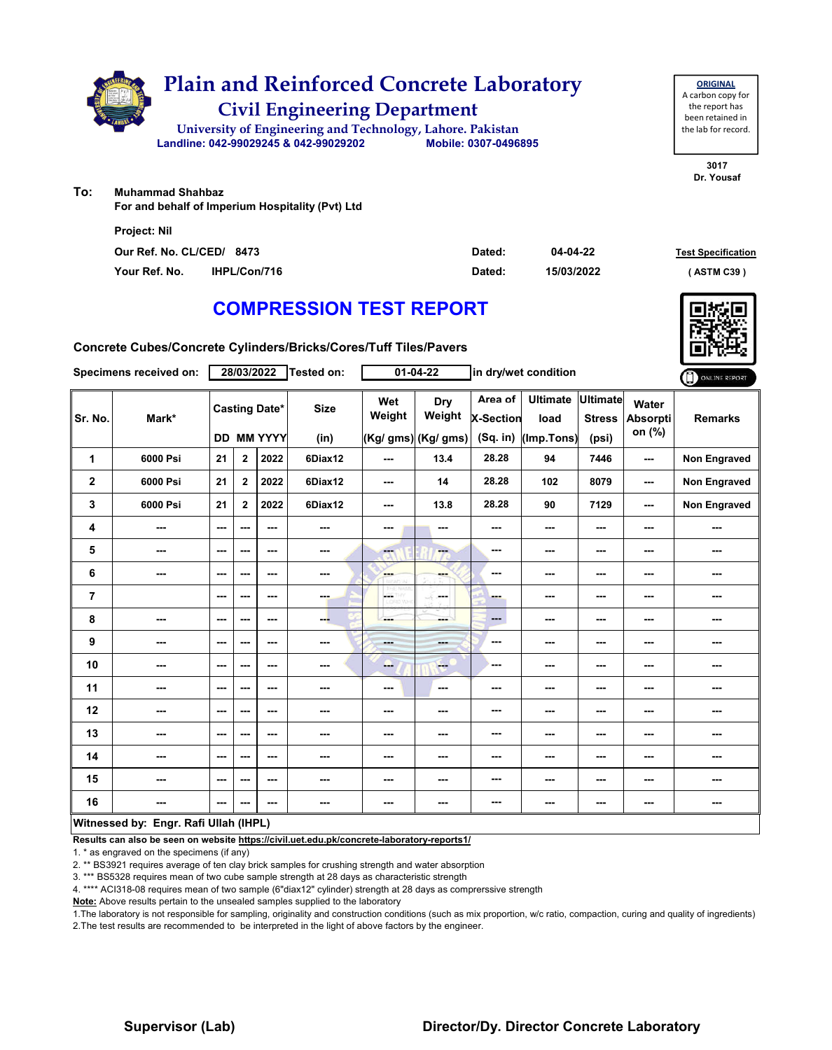# Plain and Reinforced Concrete Laboratory

## Civil Engineering Department

University of Engineering and Technology, Lahore. Pakistan

Landline: 042-99029245 & 042-99029202 Mobile: 0307-0496895

**ORIGINAL**
A carbon copy for the report has been retained in the lab for record.

3017
Dr. Yousaf

**To:** Muhammad Shahbaz
For and behalf of Imperium Hospitality (Pvt) Ltd

Project: Nil

Our Ref. No. CL/CED/ 8473 Dated: 04-04-22

Your Ref. No. IHPL/Con/716 Dated: 15/03/2022

Test Specification ( ASTM C39 )

# COMPRESSION TEST REPORT

Concrete Cubes/Concrete Cylinders/Bricks/Cores/Tuff Tiles/Pavers

Specimens received on: 28/03/2022 Tested on: 01-04-22 in dry/wet condition

ONLINE REPORT

| Sr. No. | Mark* | Casting Date* | | | Size | Wet Weight | Dry Weight | Area of X-Section | Ultimate load | Ultimate Stress | Water Absorption (%) | Remarks |
|---|---|---|---|---|---|---|---|---|---|---|---|---|
| | | DD | MM | YYYY | (in) | (Kg/ gms) | (Kg/ gms) | (Sq. in) | (Imp.Tons) | (psi) | | |
| 1 | 6000 Psi | 21 | 2 | 2022 | 6Diax12 | --- | 13.4 | 28.28 | 94 | 7446 | --- | Non Engraved |
| 2 | 6000 Psi | 21 | 2 | 2022 | 6Diax12 | --- | 14 | 28.28 | 102 | 8079 | --- | Non Engraved |
| 3 | 6000 Psi | 21 | 2 | 2022 | 6Diax12 | --- | 13.8 | 28.28 | 90 | 7129 | --- | Non Engraved |
| 4 | --- | --- | --- | --- | --- | --- | --- | --- | --- | --- | --- | --- |
| 5 | --- | --- | --- | --- | --- | --- | --- | --- | --- | --- | --- | --- |
| 6 | --- | --- | --- | --- | --- | --- | --- | --- | --- | --- | --- | --- |
| 7 | | --- | --- | --- | --- | --- | --- | --- | --- | --- | --- | --- |
| 8 | --- | --- | --- | --- | --- | --- | --- | --- | --- | --- | --- | --- |
| 9 | --- | --- | --- | --- | --- | --- | --- | --- | --- | --- | --- | --- |
| 10 | --- | --- | --- | --- | --- | --- | --- | --- | --- | --- | --- | --- |
| 11 | --- | --- | --- | --- | --- | --- | --- | --- | --- | --- | --- | --- |
| 12 | --- | --- | --- | --- | --- | --- | --- | --- | --- | --- | --- | --- |
| 13 | --- | --- | --- | --- | --- | --- | --- | --- | --- | --- | --- | --- |
| 14 | --- | --- | --- | --- | --- | --- | --- | --- | --- | --- | --- | --- |
| 15 | --- | --- | --- | --- | --- | --- | --- | --- | --- | --- | --- | --- |
| 16 | --- | --- | --- | --- | --- | --- | --- | --- | --- | --- | --- | --- |

**Witnessed by: Engr. Rafi Ullah (IHPL)**

**Results can also be seen on website https://civil.uet.edu.pk/concrete-laboratory-reports1/**

1. * as engraved on the specimens (if any)
2. ** BS3921 requires average of ten clay brick samples for crushing strength and water absorption
3. *** BS5328 requires mean of two cube sample strength at 28 days as characteristic strength
4. **** ACI318-08 requires mean of two sample (6"diax12" cylinder) strength at 28 days as comprerssive strength

**Note:** Above results pertain to the unsealed samples supplied to the laboratory

1.The laboratory is not responsible for sampling, originality and construction conditions (such as mix proportion, w/c ratio, compaction, curing and quality of ingredients)
2.The test results are recommended to be interpreted in the light of above factors by the engineer.

**Supervisor (Lab)** **Director/Dy. Director Concrete Laboratory**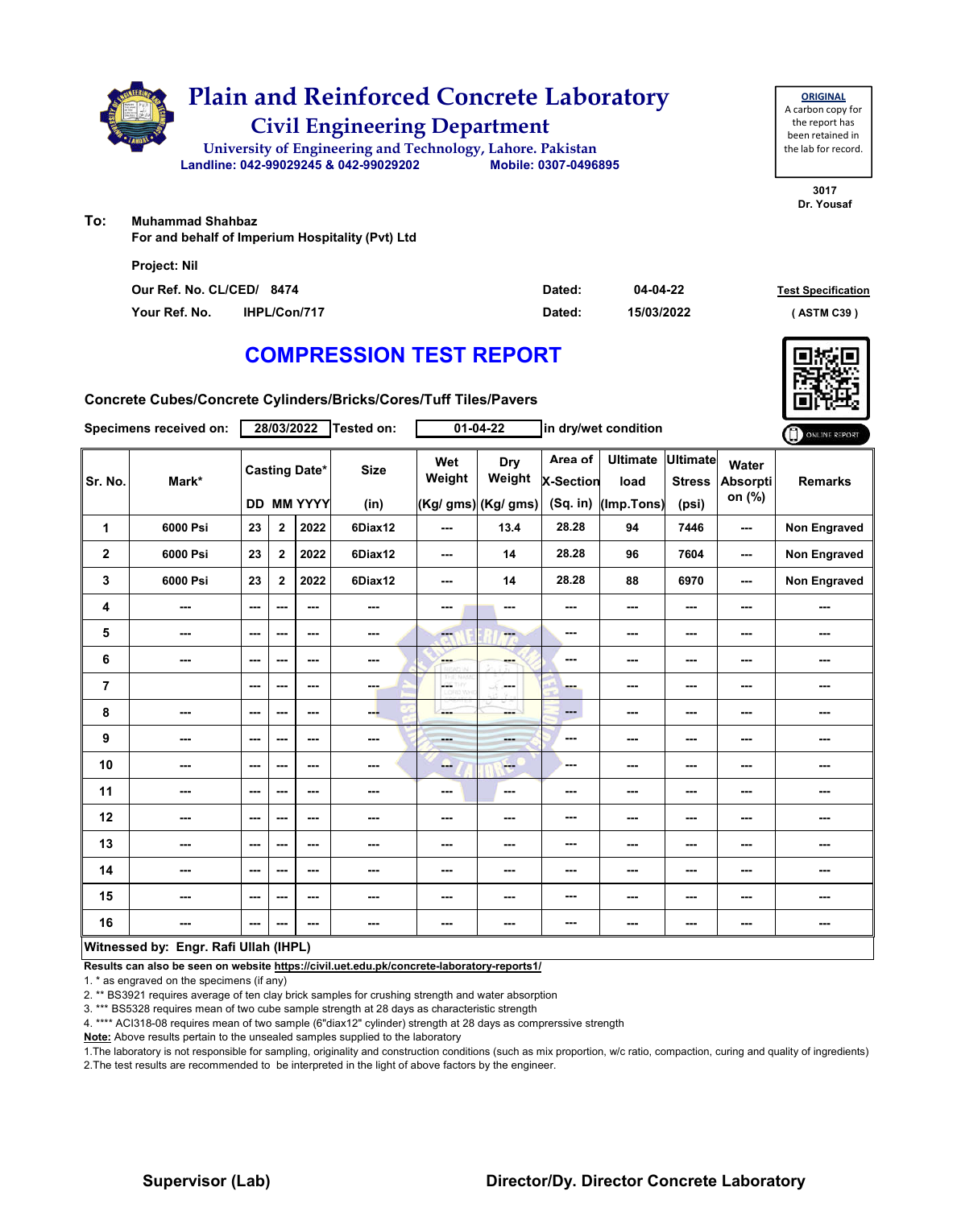# Plain and Reinforced Concrete Laboratory

## Civil Engineering Department

University of Engineering and Technology, Lahore. Pakistan

Landline: 042-99029245 & 042-99029202 Mobile: 0307-0496895

**ORIGINAL**
A carbon copy for the report has been retained in the lab for record.

3017
Dr. Yousaf

**To:** Muhammad Shahbaz
For and behalf of Imperium Hospitality (Pvt) Ltd

Project: Nil

Our Ref. No. CL/CED/ 8474 Dated: 04-04-22

Your Ref. No. IHPL/Con/717 Dated: 15/03/2022

Test Specification ( ASTM C39 )

# COMPRESSION TEST REPORT

Concrete Cubes/Concrete Cylinders/Bricks/Cores/Tuff Tiles/Pavers

Specimens received on: 28/03/2022 Tested on: 01-04-22 in dry/wet condition

| Sr. No. | Mark* | Casting Date* DD | MM | YYYY | Size (in) | Wet Weight (Kg/ gms) | Dry Weight (Kg/ gms) | Area of X-Section (Sq. in) | Ultimate load (Imp.Tons) | Ultimate Stress (psi) | Water Absorption (%) | Remarks |
|---|---|---|---|---|---|---|---|---|---|---|---|---|
| 1 | 6000 Psi | 23 | 2 | 2022 | 6Diax12 | --- | 13.4 | 28.28 | 94 | 7446 | --- | Non Engraved |
| 2 | 6000 Psi | 23 | 2 | 2022 | 6Diax12 | --- | 14 | 28.28 | 96 | 7604 | --- | Non Engraved |
| 3 | 6000 Psi | 23 | 2 | 2022 | 6Diax12 | --- | 14 | 28.28 | 88 | 6970 | --- | Non Engraved |
| 4 | --- | --- | --- | --- | --- | --- | --- | --- | --- | --- | --- | --- |
| 5 | --- | --- | --- | --- | --- | --- | --- | --- | --- | --- | --- | --- |
| 6 | --- | --- | --- | --- | --- | --- | --- | --- | --- | --- | --- | --- |
| 7 | | --- | --- | --- | --- | --- | --- | --- | --- | --- | --- | --- |
| 8 | --- | --- | --- | --- | --- | --- | --- | --- | --- | --- | --- | --- |
| 9 | --- | --- | --- | --- | --- | --- | --- | --- | --- | --- | --- | --- |
| 10 | --- | --- | --- | --- | --- | --- | --- | --- | --- | --- | --- | --- |
| 11 | --- | --- | --- | --- | --- | --- | --- | --- | --- | --- | --- | --- |
| 12 | --- | --- | --- | --- | --- | --- | --- | --- | --- | --- | --- | --- |
| 13 | --- | --- | --- | --- | --- | --- | --- | --- | --- | --- | --- | --- |
| 14 | --- | --- | --- | --- | --- | --- | --- | --- | --- | --- | --- | --- |
| 15 | --- | --- | --- | --- | --- | --- | --- | --- | --- | --- | --- | --- |
| 16 | --- | --- | --- | --- | --- | --- | --- | --- | --- | --- | --- | --- |

**Witnessed by: Engr. Rafi Ullah (IHPL)**

**Results can also be seen on website https://civil.uet.edu.pk/concrete-laboratory-reports1/**

1. * as engraved on the specimens (if any)
2. ** BS3921 requires average of ten clay brick samples for crushing strength and water absorption
3. *** BS5328 requires mean of two cube sample strength at 28 days as characteristic strength
4. **** ACI318-08 requires mean of two sample (6"diax12" cylinder) strength at 28 days as comprerssive strength

**Note:** Above results pertain to the unsealed samples supplied to the laboratory

1.The laboratory is not responsible for sampling, originality and construction conditions (such as mix proportion, w/c ratio, compaction, curing and quality of ingredients)
2.The test results are recommended to be interpreted in the light of above factors by the engineer.

**Supervisor (Lab)** **Director/Dy. Director Concrete Laboratory**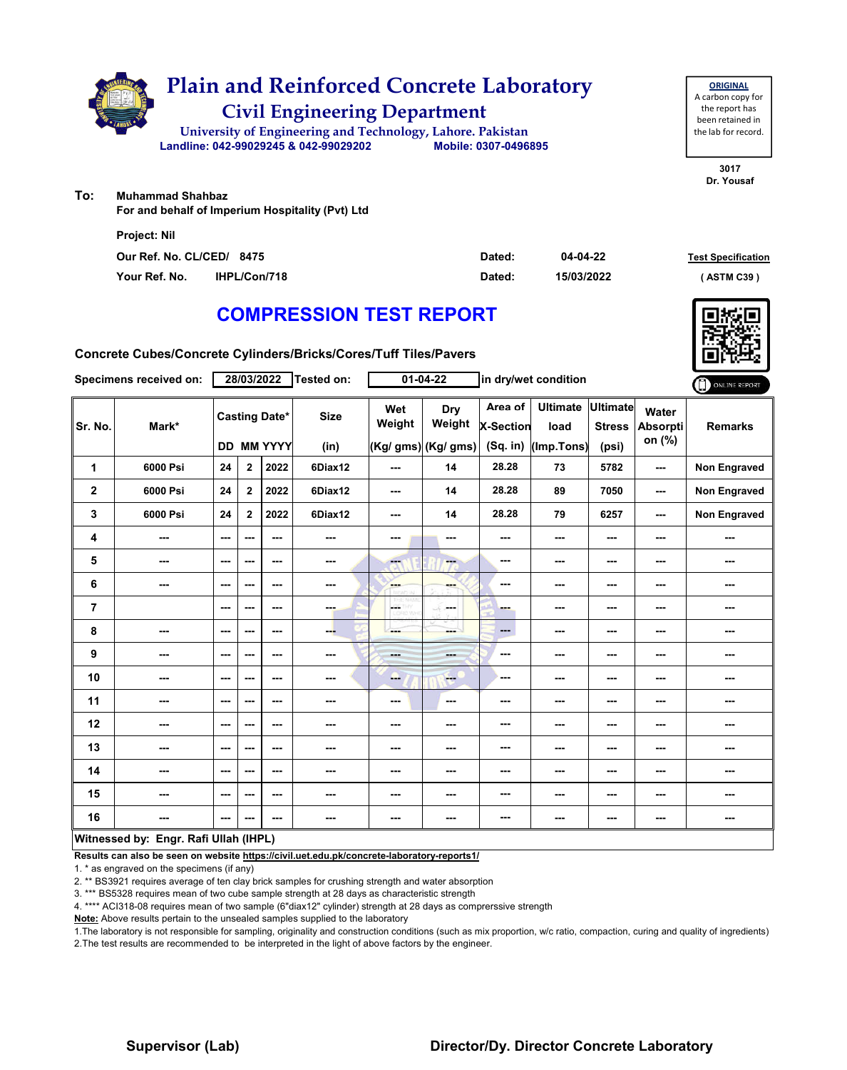# Plain and Reinforced Concrete Laboratory

## Civil Engineering Department

University of Engineering and Technology, Lahore. Pakistan

Landline: 042-99029245 & 042-99029202 Mobile: 0307-0496895

**ORIGINAL**
A carbon copy for the report has been retained in the lab for record.

3017
Dr. Yousaf

**To:** Muhammad Shahbaz
For and behalf of Imperium Hospitality (Pvt) Ltd

Project: Nil

Our Ref. No. CL/CED/ 8475 — Dated: 04-04-22 — **Test Specification**

Your Ref. No. IHPL/Con/718 — Dated: 15/03/2022 — ( ASTM C39 )

# COMPRESSION TEST REPORT

**Concrete Cubes/Concrete Cylinders/Bricks/Cores/Tuff Tiles/Pavers**

Specimens received on: 28/03/2022 Tested on: 01-04-22 in dry/wet condition

ONLINE REPORT

| Sr. No. | Mark* | Casting Date* DD | MM | YYYY | Size (in) | Wet Weight (Kg/ gms) | Dry Weight (Kg/ gms) | Area of X-Section (Sq. in) | Ultimate load (Imp.Tons) | Ultimate Stress (psi) | Water Absorption (%) | Remarks |
|---|---|---|---|---|---|---|---|---|---|---|---|---|
| 1 | 6000 Psi | 24 | 2 | 2022 | 6Diax12 | --- | 14 | 28.28 | 73 | 5782 | --- | Non Engraved |
| 2 | 6000 Psi | 24 | 2 | 2022 | 6Diax12 | --- | 14 | 28.28 | 89 | 7050 | --- | Non Engraved |
| 3 | 6000 Psi | 24 | 2 | 2022 | 6Diax12 | --- | 14 | 28.28 | 79 | 6257 | --- | Non Engraved |
| 4 | --- | --- | --- | --- | --- | --- | --- | --- | --- | --- | --- | --- |
| 5 | --- | --- | --- | --- | --- | --- | --- | --- | --- | --- | --- | --- |
| 6 | --- | --- | --- | --- | --- | --- | --- | --- | --- | --- | --- | --- |
| 7 | | --- | --- | --- | --- | --- | --- | --- | --- | --- | --- | --- |
| 8 | --- | --- | --- | --- | --- | --- | --- | --- | --- | --- | --- | --- |
| 9 | --- | --- | --- | --- | --- | --- | --- | --- | --- | --- | --- | --- |
| 10 | --- | --- | --- | --- | --- | --- | --- | --- | --- | --- | --- | --- |
| 11 | --- | --- | --- | --- | --- | --- | --- | --- | --- | --- | --- | --- |
| 12 | --- | --- | --- | --- | --- | --- | --- | --- | --- | --- | --- | --- |
| 13 | --- | --- | --- | --- | --- | --- | --- | --- | --- | --- | --- | --- |
| 14 | --- | --- | --- | --- | --- | --- | --- | --- | --- | --- | --- | --- |
| 15 | --- | --- | --- | --- | --- | --- | --- | --- | --- | --- | --- | --- |
| 16 | --- | --- | --- | --- | --- | --- | --- | --- | --- | --- | --- | --- |

**Witnessed by: Engr. Rafi Ullah (IHPL)**

**Results can also be seen on website https://civil.uet.edu.pk/concrete-laboratory-reports1/**

1. * as engraved on the specimens (if any)
2. ** BS3921 requires average of ten clay brick samples for crushing strength and water absorption
3. *** BS5328 requires mean of two cube sample strength at 28 days as characteristic strength
4. **** ACI318-08 requires mean of two sample (6"diax12" cylinder) strength at 28 days as comprerssive strength

**Note:** Above results pertain to the unsealed samples supplied to the laboratory

1.The laboratory is not responsible for sampling, originality and construction conditions (such as mix proportion, w/c ratio, compaction, curing and quality of ingredients)
2.The test results are recommended to be interpreted in the light of above factors by the engineer.

**Supervisor (Lab)** **Director/Dy. Director Concrete Laboratory**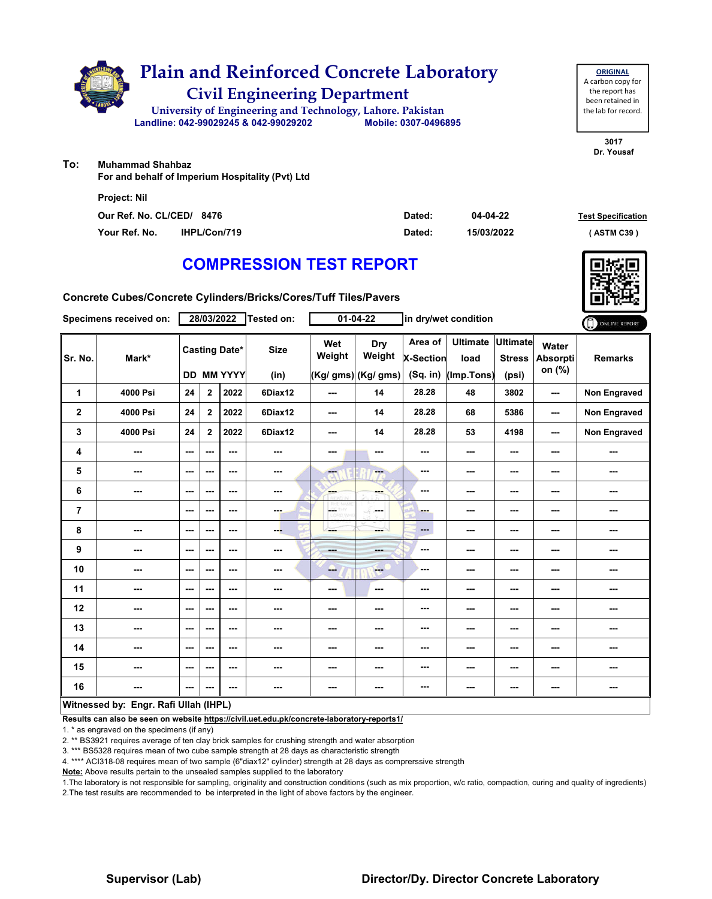# Plain and Reinforced Concrete Laboratory

## Civil Engineering Department

University of Engineering and Technology, Lahore. Pakistan

Landline: 042-99029245 & 042-99029202 Mobile: 0307-0496895

**ORIGINAL**
A carbon copy for the report has been retained in the lab for record.

3017
Dr. Yousaf

**To:** Muhammad Shahbaz
For and behalf of Imperium Hospitality (Pvt) Ltd

Project: Nil

Our Ref. No. CL/CED/ 8476 Dated: 04-04-22

Your Ref. No. IHPL/Con/719 Dated: 15/03/2022

Test Specification (ASTM C39)

## COMPRESSION TEST REPORT

Concrete Cubes/Concrete Cylinders/Bricks/Cores/Tuff Tiles/Pavers

Specimens received on: 28/03/2022 Tested on: 01-04-22 in dry/wet condition

| Sr. No. | Mark* | Casting Date* | | | Size | Wet Weight | Dry Weight | Area of X-Section | Ultimate load | Ultimate Stress | Water Absorption (%) | Remarks |
|---|---|---|---|---|---|---|---|---|---|---|---|---|
| | | DD | MM | YYYY | (in) | (Kg/ gms) | (Kg/ gms) | (Sq. in) | (Imp.Tons) | (psi) | | |
| 1 | 4000 Psi | 24 | 2 | 2022 | 6Diax12 | --- | 14 | 28.28 | 48 | 3802 | --- | Non Engraved |
| 2 | 4000 Psi | 24 | 2 | 2022 | 6Diax12 | --- | 14 | 28.28 | 68 | 5386 | --- | Non Engraved |
| 3 | 4000 Psi | 24 | 2 | 2022 | 6Diax12 | --- | 14 | 28.28 | 53 | 4198 | --- | Non Engraved |
| 4 | --- | --- | --- | --- | --- | --- | --- | --- | --- | --- | --- | --- |
| 5 | --- | --- | --- | --- | --- | --- | --- | --- | --- | --- | --- | --- |
| 6 | --- | --- | --- | --- | --- | --- | --- | --- | --- | --- | --- | --- |
| 7 | | --- | --- | --- | --- | --- | --- | --- | --- | --- | --- | --- |
| 8 | --- | --- | --- | --- | --- | --- | --- | --- | --- | --- | --- | --- |
| 9 | --- | --- | --- | --- | --- | --- | --- | --- | --- | --- | --- | --- |
| 10 | --- | --- | --- | --- | --- | --- | --- | --- | --- | --- | --- | --- |
| 11 | --- | --- | --- | --- | --- | --- | --- | --- | --- | --- | --- | --- |
| 12 | --- | --- | --- | --- | --- | --- | --- | --- | --- | --- | --- | --- |
| 13 | --- | --- | --- | --- | --- | --- | --- | --- | --- | --- | --- | --- |
| 14 | --- | --- | --- | --- | --- | --- | --- | --- | --- | --- | --- | --- |
| 15 | --- | --- | --- | --- | --- | --- | --- | --- | --- | --- | --- | --- |
| 16 | --- | --- | --- | --- | --- | --- | --- | --- | --- | --- | --- | --- |

**Witnessed by: Engr. Rafi Ullah (IHPL)**

**Results can also be seen on website https://civil.uet.edu.pk/concrete-laboratory-reports1/**

1. * as engraved on the specimens (if any)
2. ** BS3921 requires average of ten clay brick samples for crushing strength and water absorption
3. *** BS5328 requires mean of two cube sample strength at 28 days as characteristic strength
4. **** ACI318-08 requires mean of two sample (6"diax12" cylinder) strength at 28 days as comprerssive strength

**Note:** Above results pertain to the unsealed samples supplied to the laboratory

1.The laboratory is not responsible for sampling, originality and construction conditions (such as mix proportion, w/c ratio, compaction, curing and quality of ingredients)
2.The test results are recommended to be interpreted in the light of above factors by the engineer.

**Supervisor (Lab)** **Director/Dy. Director Concrete Laboratory**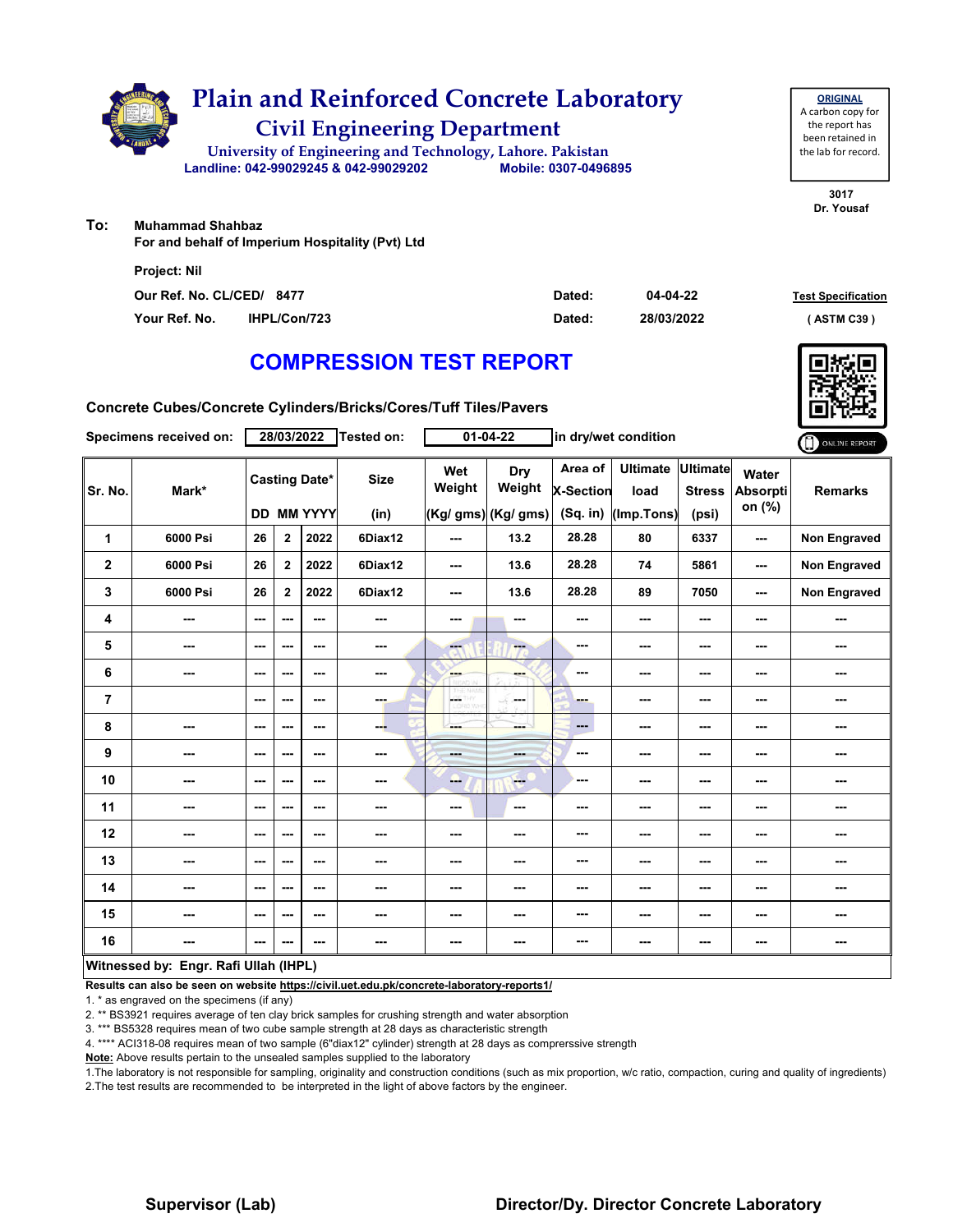# Plain and Reinforced Concrete Laboratory

## Civil Engineering Department

University of Engineering and Technology, Lahore. Pakistan

Landline: 042-99029245 & 042-99029202 Mobile: 0307-0496895

**ORIGINAL**
A carbon copy for the report has been retained in the lab for record.

3017
Dr. Yousaf

**To:** Muhammad Shahbaz
For and behalf of Imperium Hospitality (Pvt) Ltd

Project: Nil

Our Ref. No. CL/CED/ 8477 Dated: 04-04-22

Your Ref. No. IHPL/Con/723 Dated: 28/03/2022

Test Specification ( ASTM C39 )

# COMPRESSION TEST REPORT

Concrete Cubes/Concrete Cylinders/Bricks/Cores/Tuff Tiles/Pavers

Specimens received on: 28/03/2022 Tested on: 01-04-22 in dry/wet condition

| Sr. No. | Mark* | Casting Date* | | | Size | Wet Weight | Dry Weight | Area of X-Section | Ultimate load | Ultimate Stress | Water Absorption (%) | Remarks |
|---|---|---|---|---|---|---|---|---|---|---|---|---|
| | | DD | MM | YYYY | (in) | (Kg/ gms) | (Kg/ gms) | (Sq. in) | (Imp.Tons) | (psi) | | |
| 1 | 6000 Psi | 26 | 2 | 2022 | 6Diax12 | --- | 13.2 | 28.28 | 80 | 6337 | --- | Non Engraved |
| 2 | 6000 Psi | 26 | 2 | 2022 | 6Diax12 | --- | 13.6 | 28.28 | 74 | 5861 | --- | Non Engraved |
| 3 | 6000 Psi | 26 | 2 | 2022 | 6Diax12 | --- | 13.6 | 28.28 | 89 | 7050 | --- | Non Engraved |
| 4 | --- | --- | --- | --- | --- | --- | --- | --- | --- | --- | --- | --- |
| 5 | --- | --- | --- | --- | --- | --- | --- | --- | --- | --- | --- | --- |
| 6 | --- | --- | --- | --- | --- | --- | --- | --- | --- | --- | --- | --- |
| 7 | | --- | --- | --- | --- | --- | --- | --- | --- | --- | --- | --- |
| 8 | --- | --- | --- | --- | --- | --- | --- | --- | --- | --- | --- | --- |
| 9 | --- | --- | --- | --- | --- | --- | --- | --- | --- | --- | --- | --- |
| 10 | --- | --- | --- | --- | --- | --- | --- | --- | --- | --- | --- | --- |
| 11 | --- | --- | --- | --- | --- | --- | --- | --- | --- | --- | --- | --- |
| 12 | --- | --- | --- | --- | --- | --- | --- | --- | --- | --- | --- | --- |
| 13 | --- | --- | --- | --- | --- | --- | --- | --- | --- | --- | --- | --- |
| 14 | --- | --- | --- | --- | --- | --- | --- | --- | --- | --- | --- | --- |
| 15 | --- | --- | --- | --- | --- | --- | --- | --- | --- | --- | --- | --- |
| 16 | --- | --- | --- | --- | --- | --- | --- | --- | --- | --- | --- | --- |

**Witnessed by: Engr. Rafi Ullah (IHPL)**

**Results can also be seen on website https://civil.uet.edu.pk/concrete-laboratory-reports1/**

1. * as engraved on the specimens (if any)
2. ** BS3921 requires average of ten clay brick samples for crushing strength and water absorption
3. *** BS5328 requires mean of two cube sample strength at 28 days as characteristic strength
4. **** ACI318-08 requires mean of two sample (6"diax12" cylinder) strength at 28 days as comprerssive strength

**Note:** Above results pertain to the unsealed samples supplied to the laboratory

1.The laboratory is not responsible for sampling, originality and construction conditions (such as mix proportion, w/c ratio, compaction, curing and quality of ingredients)
2.The test results are recommended to be interpreted in the light of above factors by the engineer.

**Supervisor (Lab)** **Director/Dy. Director Concrete Laboratory**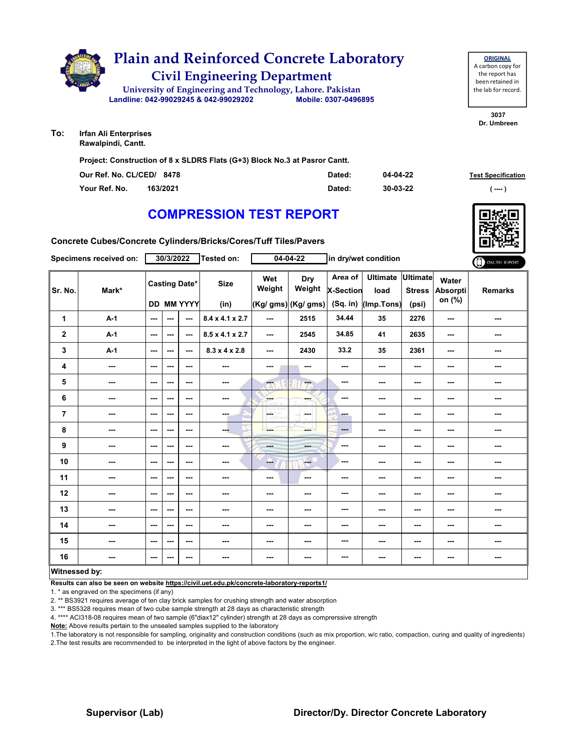# Plain and Reinforced Concrete Laboratory

## Civil Engineering Department

University of Engineering and Technology, Lahore. Pakistan

Landline: 042-99029245 & 042-99029202 Mobile: 0307-0496895

**ORIGINAL**
A carbon copy for the report has been retained in the lab for record.

3037
Dr. Umbreen

**To:** Irfan Ali Enterprises
Rawalpindi, Cantt.

**Project: Construction of 8 x SLDRS Flats (G+3) Block No.3 at Pasror Cantt.**

| | | | |
|---|---|---|---|
| Our Ref. No. CL/CED/ 8478 | Dated: | 04-04-22 | Test Specification |
| Your Ref. No. 163/2021 | Dated: | 30-03-22 | ( ---- ) |

# COMPRESSION TEST REPORT

**Concrete Cubes/Concrete Cylinders/Bricks/Cores/Tuff Tiles/Pavers**

Specimens received on: 30/3/2022 Tested on: 04-04-22 in dry/wet condition

| Sr. No. | Mark* | Casting Date* | | | Size | Wet Weight | Dry Weight | Area of X-Section | Ultimate load | Ultimate Stress | Water Absorption (%) | Remarks |
|---|---|---|---|---|---|---|---|---|---|---|---|---|
| | | DD | MM | YYYY | (in) | (Kg/ gms) | (Kg/ gms) | (Sq. in) | (Imp.Tons) | (psi) | | |
| 1 | A-1 | --- | --- | --- | 8.4 x 4.1 x 2.7 | --- | 2515 | 34.44 | 35 | 2276 | --- | --- |
| 2 | A-1 | --- | --- | --- | 8.5 x 4.1 x 2.7 | --- | 2545 | 34.85 | 41 | 2635 | --- | --- |
| 3 | A-1 | --- | --- | --- | 8.3 x 4 x 2.8 | --- | 2430 | 33.2 | 35 | 2361 | --- | --- |
| 4 | --- | --- | --- | --- | --- | --- | --- | --- | --- | --- | --- | --- |
| 5 | --- | --- | --- | --- | --- | --- | --- | --- | --- | --- | --- | --- |
| 6 | --- | --- | --- | --- | --- | --- | --- | --- | --- | --- | --- | --- |
| 7 | --- | --- | --- | --- | --- | --- | --- | --- | --- | --- | --- | --- |
| 8 | --- | --- | --- | --- | --- | --- | --- | --- | --- | --- | --- | --- |
| 9 | --- | --- | --- | --- | --- | --- | --- | --- | --- | --- | --- | --- |
| 10 | --- | --- | --- | --- | --- | --- | --- | --- | --- | --- | --- | --- |
| 11 | --- | --- | --- | --- | --- | --- | --- | --- | --- | --- | --- | --- |
| 12 | --- | --- | --- | --- | --- | --- | --- | --- | --- | --- | --- | --- |
| 13 | --- | --- | --- | --- | --- | --- | --- | --- | --- | --- | --- | --- |
| 14 | --- | --- | --- | --- | --- | --- | --- | --- | --- | --- | --- | --- |
| 15 | --- | --- | --- | --- | --- | --- | --- | --- | --- | --- | --- | --- |
| 16 | --- | --- | --- | --- | --- | --- | --- | --- | --- | --- | --- | --- |

**Witnessed by:**

**Results can also be seen on website https://civil.uet.edu.pk/concrete-laboratory-reports1/**

1. * as engraved on the specimens (if any)
2. ** BS3921 requires average of ten clay brick samples for crushing strength and water absorption
3. *** BS5328 requires mean of two cube sample strength at 28 days as characteristic strength
4. **** ACI318-08 requires mean of two sample (6"diax12" cylinder) strength at 28 days as comprerssive strength

**Note:** Above results pertain to the unsealed samples supplied to the laboratory

1.The laboratory is not responsible for sampling, originality and construction conditions (such as mix proportion, w/c ratio, compaction, curing and quality of ingredients)
2.The test results are recommended to be interpreted in the light of above factors by the engineer.

**Supervisor (Lab)** **Director/Dy. Director Concrete Laboratory**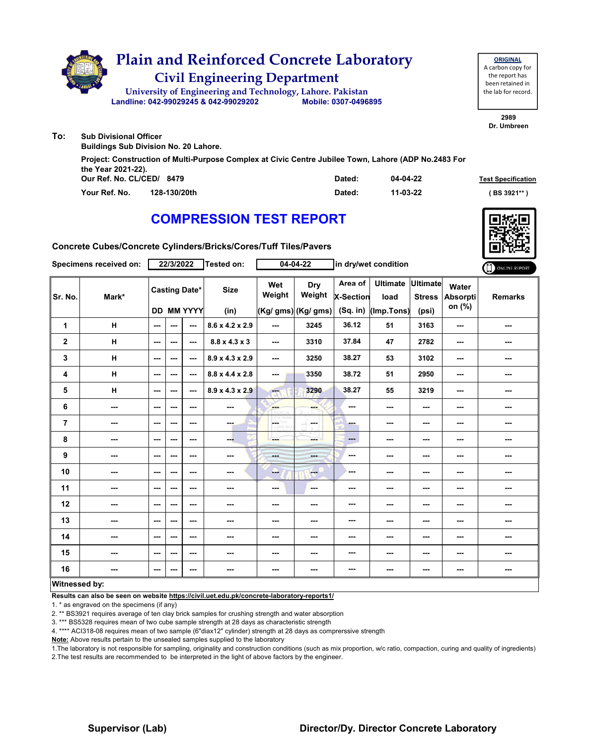# Plain and Reinforced Concrete Laboratory

## Civil Engineering Department

University of Engineering and Technology, Lahore. Pakistan

Landline: 042-99029245 & 042-99029202 Mobile: 0307-0496895

**ORIGINAL**
A carbon copy for the report has been retained in the lab for record.

2989
Dr. Umbreen

**To:** Sub Divisional Officer
Buildings Sub Division No. 20 Lahore.

Project: Construction of Multi-Purpose Complex at Civic Centre Jubilee Town, Lahore (ADP No.2483 For the Year 2021-22).

Our Ref. No. CL/CED/ 8479 Dated: 04-04-22

Your Ref. No. 128-130/20th Dated: 11-03-22

Test Specification ( BS 3921** )

# COMPRESSION TEST REPORT

Concrete Cubes/Concrete Cylinders/Bricks/Cores/Tuff Tiles/Pavers

Specimens received on: 22/3/2022 Tested on: 04-04-22 in dry/wet condition

| Sr. No. | Mark* | Casting Date* | | | Size | Wet Weight | Dry Weight | Area of X-Section | Ultimate load | Ultimate Stress | Water Absorption (%) | Remarks |
|---|---|---|---|---|---|---|---|---|---|---|---|---|
| | | DD | MM | YYYY | (in) | (Kg/ gms) | (Kg/ gms) | (Sq. in) | (Imp.Tons) | (psi) | | |
| 1 | H | --- | --- | --- | 8.6 x 4.2 x 2.9 | --- | 3245 | 36.12 | 51 | 3163 | --- | --- |
| 2 | H | --- | --- | --- | 8.8 x 4.3 x 3 | --- | 3310 | 37.84 | 47 | 2782 | --- | --- |
| 3 | H | --- | --- | --- | 8.9 x 4.3 x 2.9 | --- | 3250 | 38.27 | 53 | 3102 | --- | --- |
| 4 | H | --- | --- | --- | 8.8 x 4.4 x 2.8 | --- | 3350 | 38.72 | 51 | 2950 | --- | --- |
| 5 | H | --- | --- | --- | 8.9 x 4.3 x 2.9 | --- | 3290 | 38.27 | 55 | 3219 | --- | --- |
| 6 | --- | --- | --- | --- | --- | --- | --- | --- | --- | --- | --- | --- |
| 7 | --- | --- | --- | --- | --- | --- | --- | --- | --- | --- | --- | --- |
| 8 | --- | --- | --- | --- | --- | --- | --- | --- | --- | --- | --- | --- |
| 9 | --- | --- | --- | --- | --- | --- | --- | --- | --- | --- | --- | --- |
| 10 | --- | --- | --- | --- | --- | --- | --- | --- | --- | --- | --- | --- |
| 11 | --- | --- | --- | --- | --- | --- | --- | --- | --- | --- | --- | --- |
| 12 | --- | --- | --- | --- | --- | --- | --- | --- | --- | --- | --- | --- |
| 13 | --- | --- | --- | --- | --- | --- | --- | --- | --- | --- | --- | --- |
| 14 | --- | --- | --- | --- | --- | --- | --- | --- | --- | --- | --- | --- |
| 15 | --- | --- | --- | --- | --- | --- | --- | --- | --- | --- | --- | --- |
| 16 | --- | --- | --- | --- | --- | --- | --- | --- | --- | --- | --- | --- |

**Witnessed by:**

**Results can also be seen on website https://civil.uet.edu.pk/concrete-laboratory-reports1/**

1. * as engraved on the specimens (if any)
2. ** BS3921 requires average of ten clay brick samples for crushing strength and water absorption
3. *** BS5328 requires mean of two cube sample strength at 28 days as characteristic strength
4. **** ACI318-08 requires mean of two sample (6"diax12" cylinder) strength at 28 days as comprerssive strength

**Note:** Above results pertain to the unsealed samples supplied to the laboratory

1.The laboratory is not responsible for sampling, originality and construction conditions (such as mix proportion, w/c ratio, compaction, curing and quality of ingredients)
2.The test results are recommended to be interpreted in the light of above factors by the engineer.

**Supervisor (Lab)** **Director/Dy. Director Concrete Laboratory**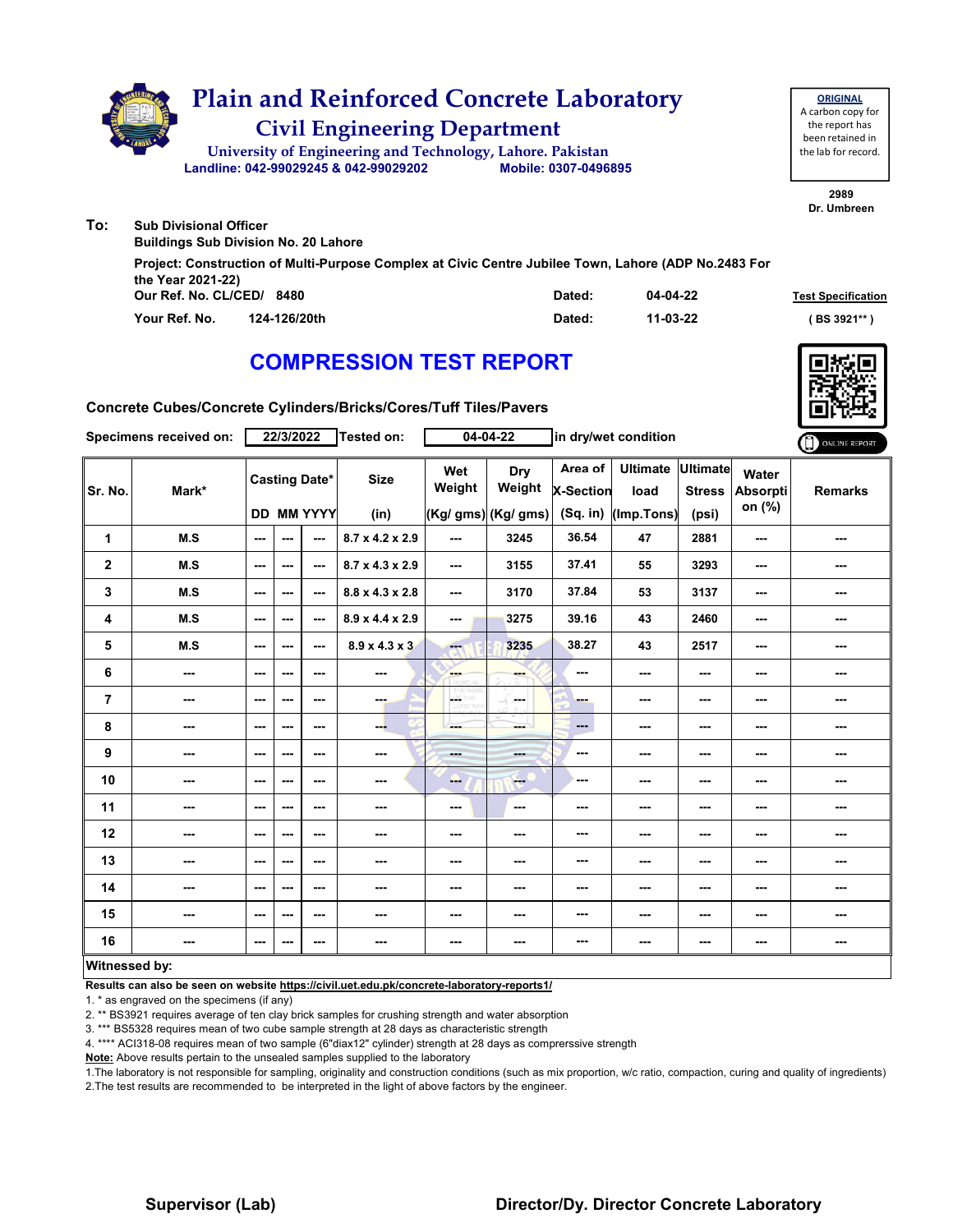# Plain and Reinforced Concrete Laboratory

## Civil Engineering Department

University of Engineering and Technology, Lahore. Pakistan

Landline: 042-99029245 & 042-99029202 Mobile: 0307-0496895

**ORIGINAL**
A carbon copy for the report has been retained in the lab for record.

2989
Dr. Umbreen

**To:** Sub Divisional Officer
Buildings Sub Division No. 20 Lahore

Project: Construction of Multi-Purpose Complex at Civic Centre Jubilee Town, Lahore (ADP No.2483 For the Year 2021-22)

Our Ref. No. CL/CED/ 8480 Dated: 04-04-22

Your Ref. No. 124-126/20th Dated: 11-03-22

Test Specification ( BS 3921** )

## COMPRESSION TEST REPORT

**Concrete Cubes/Concrete Cylinders/Bricks/Cores/Tuff Tiles/Pavers**

Specimens received on: 22/3/2022 Tested on: 04-04-22 in dry/wet condition

| Sr. No. | Mark* | Casting Date* DD | MM | YYYY | Size (in) | Wet Weight (Kg/ gms) | Dry Weight (Kg/ gms) | Area of X-Section (Sq. in) | Ultimate load (Imp.Tons) | Ultimate Stress (psi) | Water Absorption (%) | Remarks |
|---|---|---|---|---|---|---|---|---|---|---|---|---|
| 1 | M.S | --- | --- | --- | 8.7 x 4.2 x 2.9 | --- | 3245 | 36.54 | 47 | 2881 | --- | --- |
| 2 | M.S | --- | --- | --- | 8.7 x 4.3 x 2.9 | --- | 3155 | 37.41 | 55 | 3293 | --- | --- |
| 3 | M.S | --- | --- | --- | 8.8 x 4.3 x 2.8 | --- | 3170 | 37.84 | 53 | 3137 | --- | --- |
| 4 | M.S | --- | --- | --- | 8.9 x 4.4 x 2.9 | --- | 3275 | 39.16 | 43 | 2460 | --- | --- |
| 5 | M.S | --- | --- | --- | 8.9 x 4.3 x 3 | --- | 3235 | 38.27 | 43 | 2517 | --- | --- |
| 6 | --- | --- | --- | --- | --- | --- | --- | --- | --- | --- | --- | --- |
| 7 | --- | --- | --- | --- | --- | --- | --- | --- | --- | --- | --- | --- |
| 8 | --- | --- | --- | --- | --- | --- | --- | --- | --- | --- | --- | --- |
| 9 | --- | --- | --- | --- | --- | --- | --- | --- | --- | --- | --- | --- |
| 10 | --- | --- | --- | --- | --- | --- | --- | --- | --- | --- | --- | --- |
| 11 | --- | --- | --- | --- | --- | --- | --- | --- | --- | --- | --- | --- |
| 12 | --- | --- | --- | --- | --- | --- | --- | --- | --- | --- | --- | --- |
| 13 | --- | --- | --- | --- | --- | --- | --- | --- | --- | --- | --- | --- |
| 14 | --- | --- | --- | --- | --- | --- | --- | --- | --- | --- | --- | --- |
| 15 | --- | --- | --- | --- | --- | --- | --- | --- | --- | --- | --- | --- |
| 16 | --- | --- | --- | --- | --- | --- | --- | --- | --- | --- | --- | --- |

**Witnessed by:**

**Results can also be seen on website https://civil.uet.edu.pk/concrete-laboratory-reports1/**

1. * as engraved on the specimens (if any)
2. ** BS3921 requires average of ten clay brick samples for crushing strength and water absorption
3. *** BS5328 requires mean of two cube sample strength at 28 days as characteristic strength
4. **** ACI318-08 requires mean of two sample (6"diax12" cylinder) strength at 28 days as comprerssive strength

**Note:** Above results pertain to the unsealed samples supplied to the laboratory

1.The laboratory is not responsible for sampling, originality and construction conditions (such as mix proportion, w/c ratio, compaction, curing and quality of ingredients)
2.The test results are recommended to be interpreted in the light of above factors by the engineer.

**Supervisor (Lab)** **Director/Dy. Director Concrete Laboratory**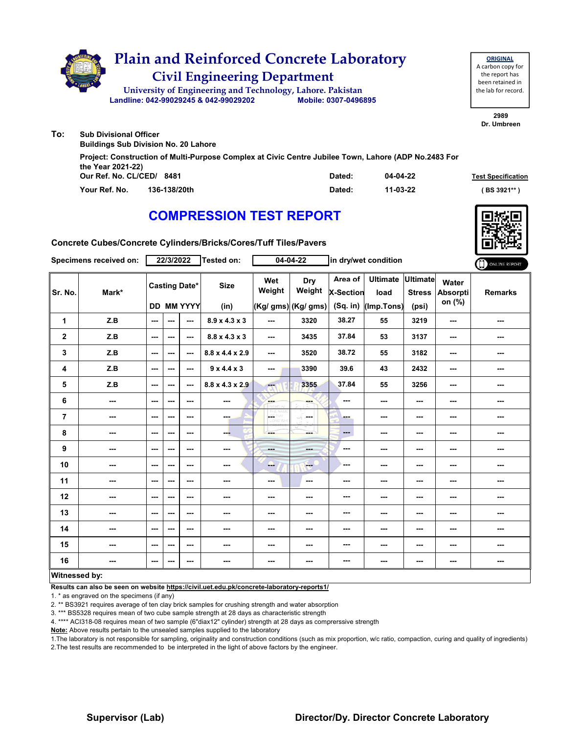# Plain and Reinforced Concrete Laboratory

## Civil Engineering Department

University of Engineering and Technology, Lahore. Pakistan

Landline: 042-99029245 & 042-99029202 Mobile: 0307-0496895

**ORIGINAL**
A carbon copy for the report has been retained in the lab for record.

2989
Dr. Umbreen

**To:** Sub Divisional Officer
Buildings Sub Division No. 20 Lahore

Project: Construction of Multi-Purpose Complex at Civic Centre Jubilee Town, Lahore (ADP No.2483 For the Year 2021-22)

Our Ref. No. CL/CED/ 8481 Dated: 04-04-22

Your Ref. No. 136-138/20th Dated: 11-03-22

Test Specification ( BS 3921** )

## COMPRESSION TEST REPORT

**Concrete Cubes/Concrete Cylinders/Bricks/Cores/Tuff Tiles/Pavers**

Specimens received on: 22/3/2022 Tested on: 04-04-22 in dry/wet condition

| Sr. No. | Mark* | Casting Date* | | | Size | Wet Weight | Dry Weight | Area of X-Section | Ultimate load | Ultimate Stress | Water Absorption (%) | Remarks |
|---|---|---|---|---|---|---|---|---|---|---|---|---|
| | | DD | MM | YYYY | (in) | (Kg/ gms) | (Kg/ gms) | (Sq. in) | (Imp.Tons) | (psi) | | |
| 1 | Z.B | --- | --- | --- | 8.9 x 4.3 x 3 | --- | 3320 | 38.27 | 55 | 3219 | --- | --- |
| 2 | Z.B | --- | --- | --- | 8.8 x 4.3 x 3 | --- | 3435 | 37.84 | 53 | 3137 | --- | --- |
| 3 | Z.B | --- | --- | --- | 8.8 x 4.4 x 2.9 | --- | 3520 | 38.72 | 55 | 3182 | --- | --- |
| 4 | Z.B | --- | --- | --- | 9 x 4.4 x 3 | --- | 3390 | 39.6 | 43 | 2432 | --- | --- |
| 5 | Z.B | --- | --- | --- | 8.8 x 4.3 x 2.9 | --- | 3355 | 37.84 | 55 | 3256 | --- | --- |
| 6 | --- | --- | --- | --- | --- | --- | --- | --- | --- | --- | --- | --- |
| 7 | --- | --- | --- | --- | --- | --- | --- | --- | --- | --- | --- | --- |
| 8 | --- | --- | --- | --- | --- | --- | --- | --- | --- | --- | --- | --- |
| 9 | --- | --- | --- | --- | --- | --- | --- | --- | --- | --- | --- | --- |
| 10 | --- | --- | --- | --- | --- | --- | --- | --- | --- | --- | --- | --- |
| 11 | --- | --- | --- | --- | --- | --- | --- | --- | --- | --- | --- | --- |
| 12 | --- | --- | --- | --- | --- | --- | --- | --- | --- | --- | --- | --- |
| 13 | --- | --- | --- | --- | --- | --- | --- | --- | --- | --- | --- | --- |
| 14 | --- | --- | --- | --- | --- | --- | --- | --- | --- | --- | --- | --- |
| 15 | --- | --- | --- | --- | --- | --- | --- | --- | --- | --- | --- | --- |
| 16 | --- | --- | --- | --- | --- | --- | --- | --- | --- | --- | --- | --- |

**Witnessed by:**

**Results can also be seen on website https://civil.uet.edu.pk/concrete-laboratory-reports1/**

1. * as engraved on the specimens (if any)
2. ** BS3921 requires average of ten clay brick samples for crushing strength and water absorption
3. *** BS5328 requires mean of two cube sample strength at 28 days as characteristic strength
4. **** ACI318-08 requires mean of two sample (6"diax12" cylinder) strength at 28 days as comprerssive strength

**Note:** Above results pertain to the unsealed samples supplied to the laboratory

1.The laboratory is not responsible for sampling, originality and construction conditions (such as mix proportion, w/c ratio, compaction, curing and quality of ingredients)
2.The test results are recommended to be interpreted in the light of above factors by the engineer.

**Supervisor (Lab)** **Director/Dy. Director Concrete Laboratory**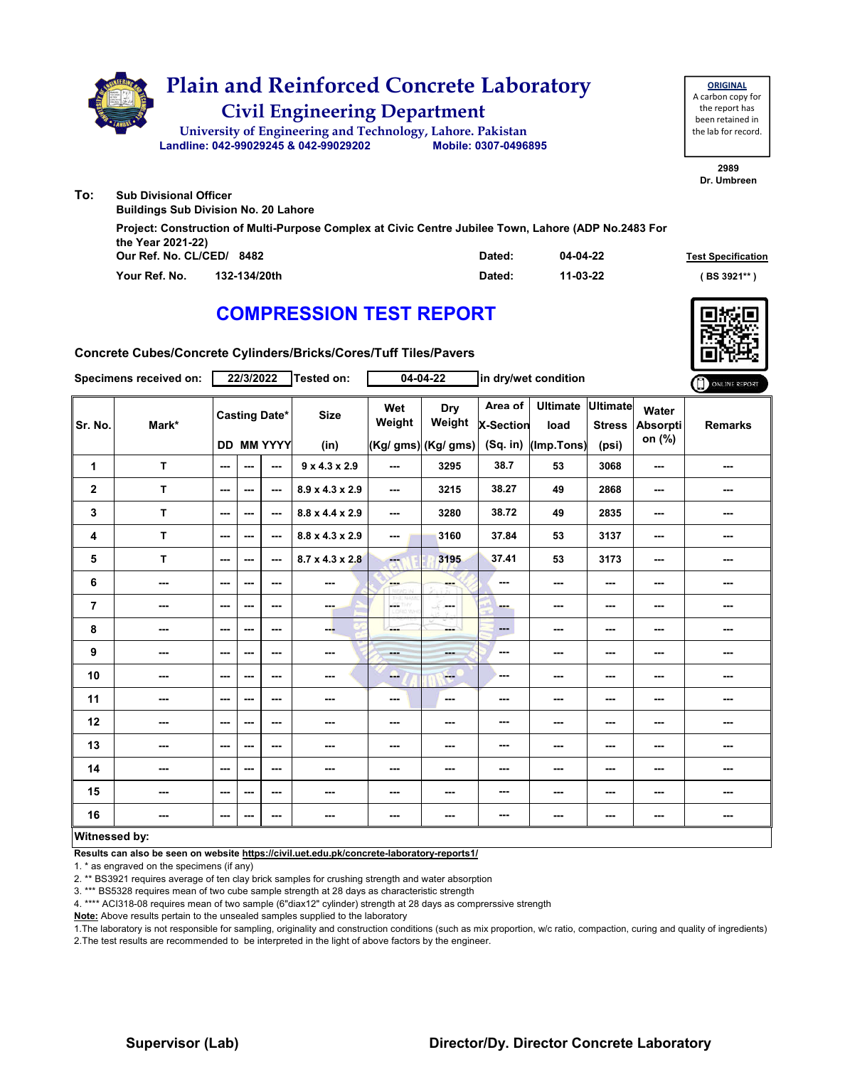# Plain and Reinforced Concrete Laboratory

## Civil Engineering Department

University of Engineering and Technology, Lahore. Pakistan

Landline: 042-99029245 & 042-99029202 Mobile: 0307-0496895

**ORIGINAL**
A carbon copy for the report has been retained in the lab for record.

2989
Dr. Umbreen

**To:** Sub Divisional Officer
Buildings Sub Division No. 20 Lahore

Project: Construction of Multi-Purpose Complex at Civic Centre Jubilee Town, Lahore (ADP No.2483 For the Year 2021-22)

Our Ref. No. CL/CED/ 8482 Dated: 04-04-22

Your Ref. No. 132-134/20th Dated: 11-03-22

Test Specification ( BS 3921** )

# COMPRESSION TEST REPORT

**Concrete Cubes/Concrete Cylinders/Bricks/Cores/Tuff Tiles/Pavers**

Specimens received on: 22/3/2022 Tested on: 04-04-22 in dry/wet condition

| Sr. No. | Mark* | Casting Date* | | | Size | Wet Weight | Dry Weight | Area of X-Section | Ultimate load | Ultimate Stress | Water Absorption (%) | Remarks |
|---|---|---|---|---|---|---|---|---|---|---|---|---|
| | | DD | MM | YYYY | (in) | (Kg/ gms) | (Kg/ gms) | (Sq. in) | (Imp.Tons) | (psi) | | |
| 1 | T | --- | --- | --- | 9 x 4.3 x 2.9 | --- | 3295 | 38.7 | 53 | 3068 | --- | --- |
| 2 | T | --- | --- | --- | 8.9 x 4.3 x 2.9 | --- | 3215 | 38.27 | 49 | 2868 | --- | --- |
| 3 | T | --- | --- | --- | 8.8 x 4.4 x 2.9 | --- | 3280 | 38.72 | 49 | 2835 | --- | --- |
| 4 | T | --- | --- | --- | 8.8 x 4.3 x 2.9 | --- | 3160 | 37.84 | 53 | 3137 | --- | --- |
| 5 | T | --- | --- | --- | 8.7 x 4.3 x 2.8 | --- | 3195 | 37.41 | 53 | 3173 | --- | --- |
| 6 | --- | --- | --- | --- | --- | --- | --- | --- | --- | --- | --- | --- |
| 7 | --- | --- | --- | --- | --- | --- | --- | --- | --- | --- | --- | --- |
| 8 | --- | --- | --- | --- | --- | --- | --- | --- | --- | --- | --- | --- |
| 9 | --- | --- | --- | --- | --- | --- | --- | --- | --- | --- | --- | --- |
| 10 | --- | --- | --- | --- | --- | --- | --- | --- | --- | --- | --- | --- |
| 11 | --- | --- | --- | --- | --- | --- | --- | --- | --- | --- | --- | --- |
| 12 | --- | --- | --- | --- | --- | --- | --- | --- | --- | --- | --- | --- |
| 13 | --- | --- | --- | --- | --- | --- | --- | --- | --- | --- | --- | --- |
| 14 | --- | --- | --- | --- | --- | --- | --- | --- | --- | --- | --- | --- |
| 15 | --- | --- | --- | --- | --- | --- | --- | --- | --- | --- | --- | --- |
| 16 | --- | --- | --- | --- | --- | --- | --- | --- | --- | --- | --- | --- |

**Witnessed by:**

**Results can also be seen on website https://civil.uet.edu.pk/concrete-laboratory-reports1/**

1. * as engraved on the specimens (if any)
2. ** BS3921 requires average of ten clay brick samples for crushing strength and water absorption
3. *** BS5328 requires mean of two cube sample strength at 28 days as characteristic strength
4. **** ACI318-08 requires mean of two sample (6"diax12" cylinder) strength at 28 days as comprerssive strength

**Note:** Above results pertain to the unsealed samples supplied to the laboratory

1.The laboratory is not responsible for sampling, originality and construction conditions (such as mix proportion, w/c ratio, compaction, curing and quality of ingredients)
2.The test results are recommended to be interpreted in the light of above factors by the engineer.

**Supervisor (Lab)** **Director/Dy. Director Concrete Laboratory**